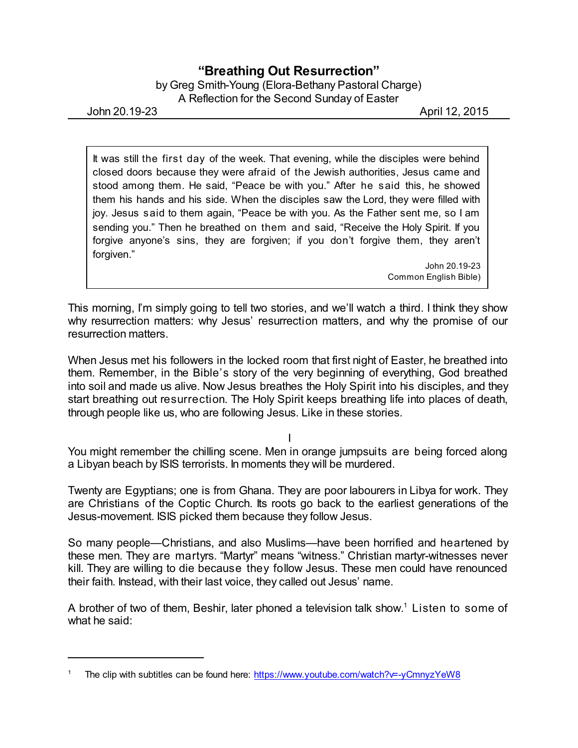# "Breathing Out Resurrection"

by Greg Smith-Young (Elora-Bethany Pastoral Charge)
A Reflection for the Second Sunday of Easter

John 20.19-23 April 12, 2015

> It was still the first day of the week. That evening, while the disciples were behind closed doors because they were afraid of the Jewish authorities, Jesus came and stood among them. He said, "Peace be with you." After he said this, he showed them his hands and his side. When the disciples saw the Lord, they were filled with joy. Jesus said to them again, "Peace be with you. As the Father sent me, so I am sending you." Then he breathed on them and said, "Receive the Holy Spirit. If you forgive anyone's sins, they are forgiven; if you don't forgive them, they aren't forgiven."
>
> John 20.19-23
> Common English Bible)

This morning, I'm simply going to tell two stories, and we'll watch a third. I think they show why resurrection matters: why Jesus' resurrection matters, and why the promise of our resurrection matters.

When Jesus met his followers in the locked room that first night of Easter, he breathed into them. Remember, in the Bible's story of the very beginning of everything, God breathed into soil and made us alive. Now Jesus breathes the Holy Spirit into his disciples, and they start breathing out resurrection. The Holy Spirit keeps breathing life into places of death, through people like us, who are following Jesus. Like in these stories.

I

You might remember the chilling scene. Men in orange jumpsuits are being forced along a Libyan beach by ISIS terrorists. In moments they will be murdered.

Twenty are Egyptians; one is from Ghana. They are poor labourers in Libya for work. They are Christians of the Coptic Church. Its roots go back to the earliest generations of the Jesus-movement. ISIS picked them because they follow Jesus.

So many people—Christians, and also Muslims—have been horrified and heartened by these men. They are martyrs. "Martyr" means "witness." Christian martyr-witnesses never kill. They are willing to die because they follow Jesus. These men could have renounced their faith. Instead, with their last voice, they called out Jesus' name.

A brother of two of them, Beshir, later phoned a television talk show.[1] Listen to some of what he said:

---

[1] The clip with subtitles can be found here: https://www.youtube.com/watch?v=-yCmnyzYeW8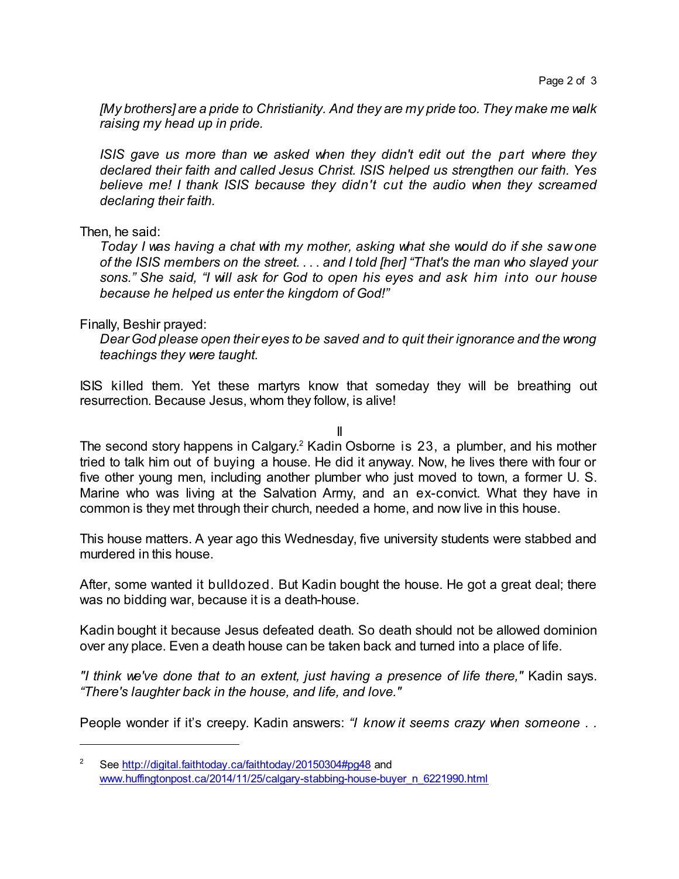*[My brothers] are a pride to Christianity. And they are my pride too. They make me walk raising my head up in pride.*

*ISIS gave us more than we asked when they didn't edit out the part where they declared their faith and called Jesus Christ. ISIS helped us strengthen our faith. Yes believe me! I thank ISIS because they didn't cut the audio when they screamed declaring their faith.*

Then, he said:

> *Today I was having a chat with my mother, asking what she would do if she saw one of the ISIS members on the street. . . . and I told [her] "That's the man who slayed your sons." She said, "I will ask for God to open his eyes and ask him into our house because he helped us enter the kingdom of God!"*

Finally, Beshir prayed:

> *Dear God please open their eyes to be saved and to quit their ignorance and the wrong teachings they were taught.*

ISIS killed them. Yet these martyrs know that someday they will be breathing out resurrection. Because Jesus, whom they follow, is alive!

II

The second story happens in Calgary.[2] Kadin Osborne is 23, a plumber, and his mother tried to talk him out of buying a house. He did it anyway. Now, he lives there with four or five other young men, including another plumber who just moved to town, a former U. S. Marine who was living at the Salvation Army, and an ex-convict. What they have in common is they met through their church, needed a home, and now live in this house.

This house matters. A year ago this Wednesday, five university students were stabbed and murdered in this house.

After, some wanted it bulldozed. But Kadin bought the house. He got a great deal; there was no bidding war, because it is a death-house.

Kadin bought it because Jesus defeated death. So death should not be allowed dominion over any place. Even a death house can be taken back and turned into a place of life.

*"I think we've done that to an extent, just having a presence of life there,"* Kadin says. *"There's laughter back in the house, and life, and love."*

People wonder if it's creepy. Kadin answers: *"I know it seems crazy when someone . .*

---

[2] See http://digital.faithtoday.ca/faithtoday/20150304#pg48 and www.huffingtonpost.ca/2014/11/25/calgary-stabbing-house-buyer_n_6221990.html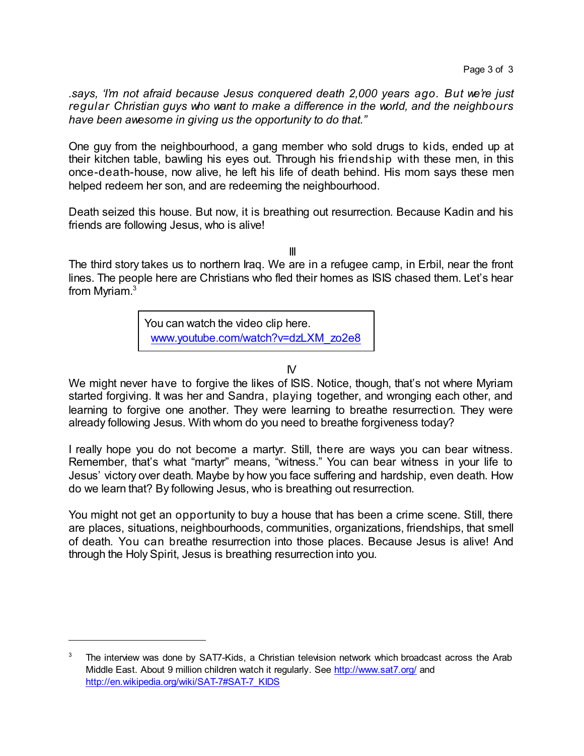*.says, 'I'm not afraid because Jesus conquered death 2,000 years ago. But we're just regular Christian guys who want to make a difference in the world, and the neighbours have been awesome in giving us the opportunity to do that."*

One guy from the neighbourhood, a gang member who sold drugs to kids, ended up at their kitchen table, bawling his eyes out. Through his friendship with these men, in this once-death-house, now alive, he left his life of death behind. His mom says these men helped redeem her son, and are redeeming the neighbourhood.

Death seized this house. But now, it is breathing out resurrection. Because Kadin and his friends are following Jesus, who is alive!

III

The third story takes us to northern Iraq. We are in a refugee camp, in Erbil, near the front lines. The people here are Christians who fled their homes as ISIS chased them. Let's hear from Myriam.[3]

> You can watch the video clip here.
> www.youtube.com/watch?v=dzLXM_zo2e8

IV

We might never have to forgive the likes of ISIS. Notice, though, that's not where Myriam started forgiving. It was her and Sandra, playing together, and wronging each other, and learning to forgive one another. They were learning to breathe resurrection. They were already following Jesus. With whom do you need to breathe forgiveness today?

I really hope you do not become a martyr. Still, there are ways you can bear witness. Remember, that's what "martyr" means, "witness." You can bear witness in your life to Jesus' victory over death. Maybe by how you face suffering and hardship, even death. How do we learn that? By following Jesus, who is breathing out resurrection.

You might not get an opportunity to buy a house that has been a crime scene. Still, there are places, situations, neighbourhoods, communities, organizations, friendships, that smell of death. You can breathe resurrection into those places. Because Jesus is alive! And through the Holy Spirit, Jesus is breathing resurrection into you.

---

[3] The interview was done by SAT7-Kids, a Christian television network which broadcast across the Arab Middle East. About 9 million children watch it regularly. See http://www.sat7.org/ and http://en.wikipedia.org/wiki/SAT-7#SAT-7_KIDS